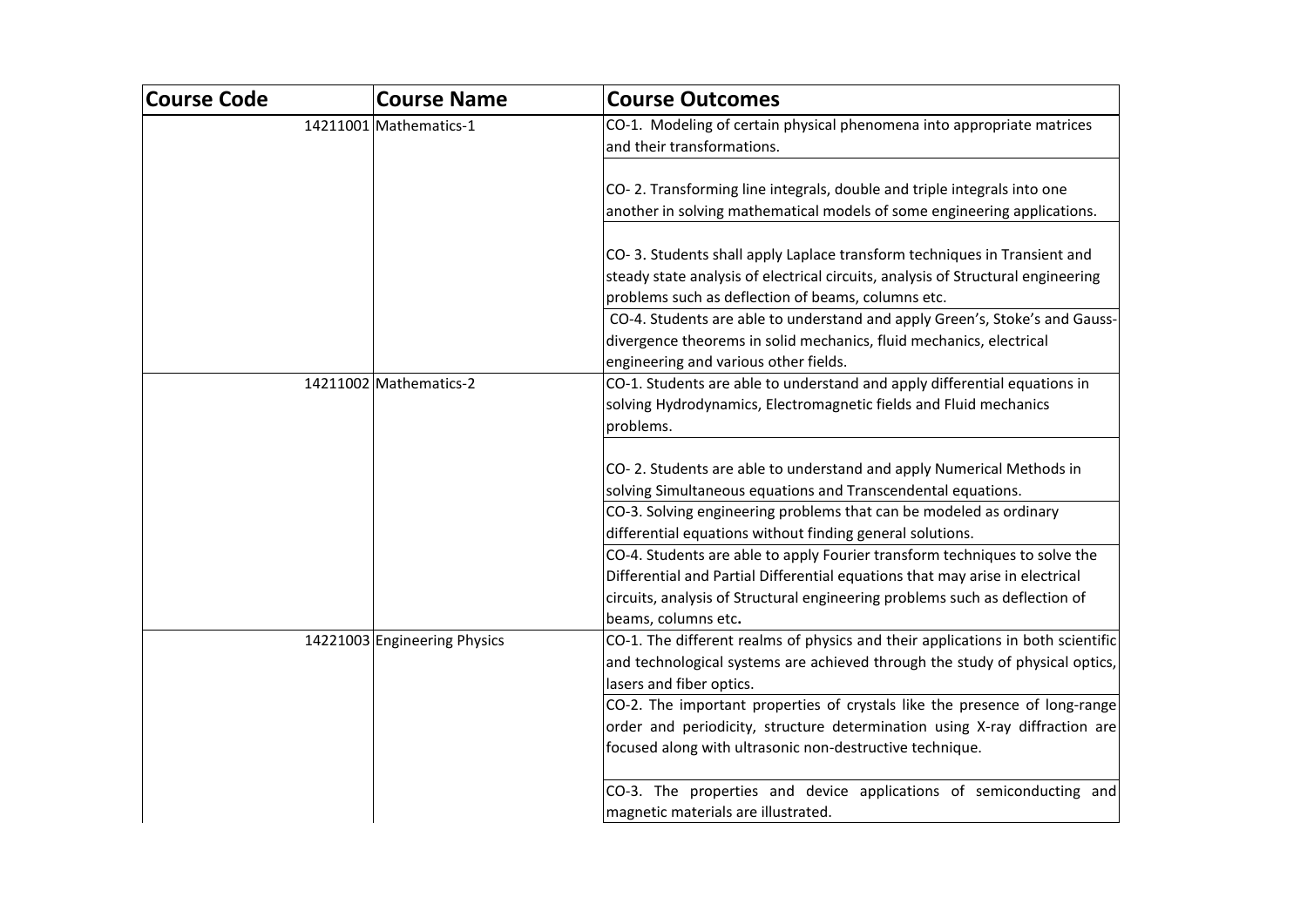| Course Code | Course Name | Course Outcomes |
|---|---|---|
| 14211001 | Mathematics-1 | CO-1. Modeling of certain physical phenomena into appropriate matrices and their transformations. |
| | | CO- 2. Transforming line integrals, double and triple integrals into one another in solving mathematical models of some engineering applications. |
| | | CO- 3. Students shall apply Laplace transform techniques in Transient and steady state analysis of electrical circuits, analysis of Structural engineering problems such as deflection of beams, columns etc. |
| | | CO-4. Students are able to understand and apply Green's, Stoke's and Gauss-divergence theorems in solid mechanics, fluid mechanics, electrical engineering and various other fields. |
| 14211002 | Mathematics-2 | CO-1. Students are able to understand and apply differential equations in solving Hydrodynamics, Electromagnetic fields and Fluid mechanics problems. |
| | | CO- 2. Students are able to understand and apply Numerical Methods in solving Simultaneous equations and Transcendental equations. |
| | | CO-3. Solving engineering problems that can be modeled as ordinary differential equations without finding general solutions. |
| | | CO-4. Students are able to apply Fourier transform techniques to solve the Differential and Partial Differential equations that may arise in electrical circuits, analysis of Structural engineering problems such as deflection of beams, columns etc. |
| 14221003 | Engineering Physics | CO-1. The different realms of physics and their applications in both scientific and technological systems are achieved through the study of physical optics, lasers and fiber optics. |
| | | CO-2. The important properties of crystals like the presence of long-range order and periodicity, structure determination using X-ray diffraction are focused along with ultrasonic non-destructive technique. |
| | | CO-3. The properties and device applications of semiconducting and magnetic materials are illustrated. |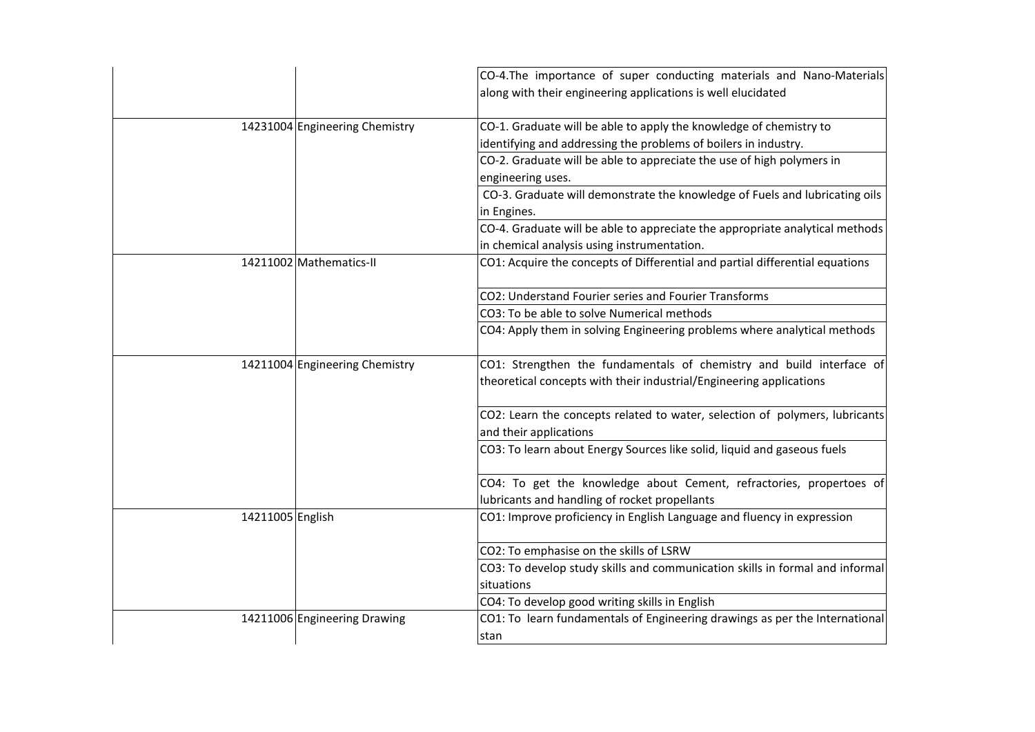| | | | |
|---|---|---|---|
| | | | CO-4.The importance of super conducting materials and Nano-Materials along with their engineering applications is well elucidated |
| | 14231004 | Engineering Chemistry | CO-1. Graduate will be able to apply the knowledge of chemistry to identifying and addressing the problems of boilers in industry. |
| | | | CO-2. Graduate will be able to appreciate the use of high polymers in engineering uses. |
| | | | CO-3. Graduate will demonstrate the knowledge of Fuels and lubricating oils in Engines. |
| | | | CO-4. Graduate will be able to appreciate the appropriate analytical methods in chemical analysis using instrumentation. |
| | 14211002 | Mathematics-II | CO1: Acquire the concepts of Differential and partial differential equations |
| | | | CO2: Understand Fourier series and Fourier Transforms |
| | | | CO3: To be able to solve Numerical methods |
| | | | CO4: Apply them in solving Engineering problems where analytical methods |
| | 14211004 | Engineering Chemistry | CO1: Strengthen the fundamentals of chemistry and build interface of theoretical concepts with their industrial/Engineering applications |
| | | | CO2: Learn the concepts related to water, selection of polymers, lubricants and their applications |
| | | | CO3: To learn about Energy Sources like solid, liquid and gaseous fuels |
| | | | CO4: To get the knowledge about Cement, refractories, propertoes of lubricants and handling of rocket propellants |
| | 14211005 | English | CO1: Improve proficiency in English Language and fluency in expression |
| | | | CO2: To emphasise on the skills of LSRW |
| | | | CO3: To develop study skills and communication skills in formal and informal situations |
| | | | CO4: To develop good writing skills in English |
| | 14211006 | Engineering Drawing | CO1: To learn fundamentals of Engineering drawings as per the International stan |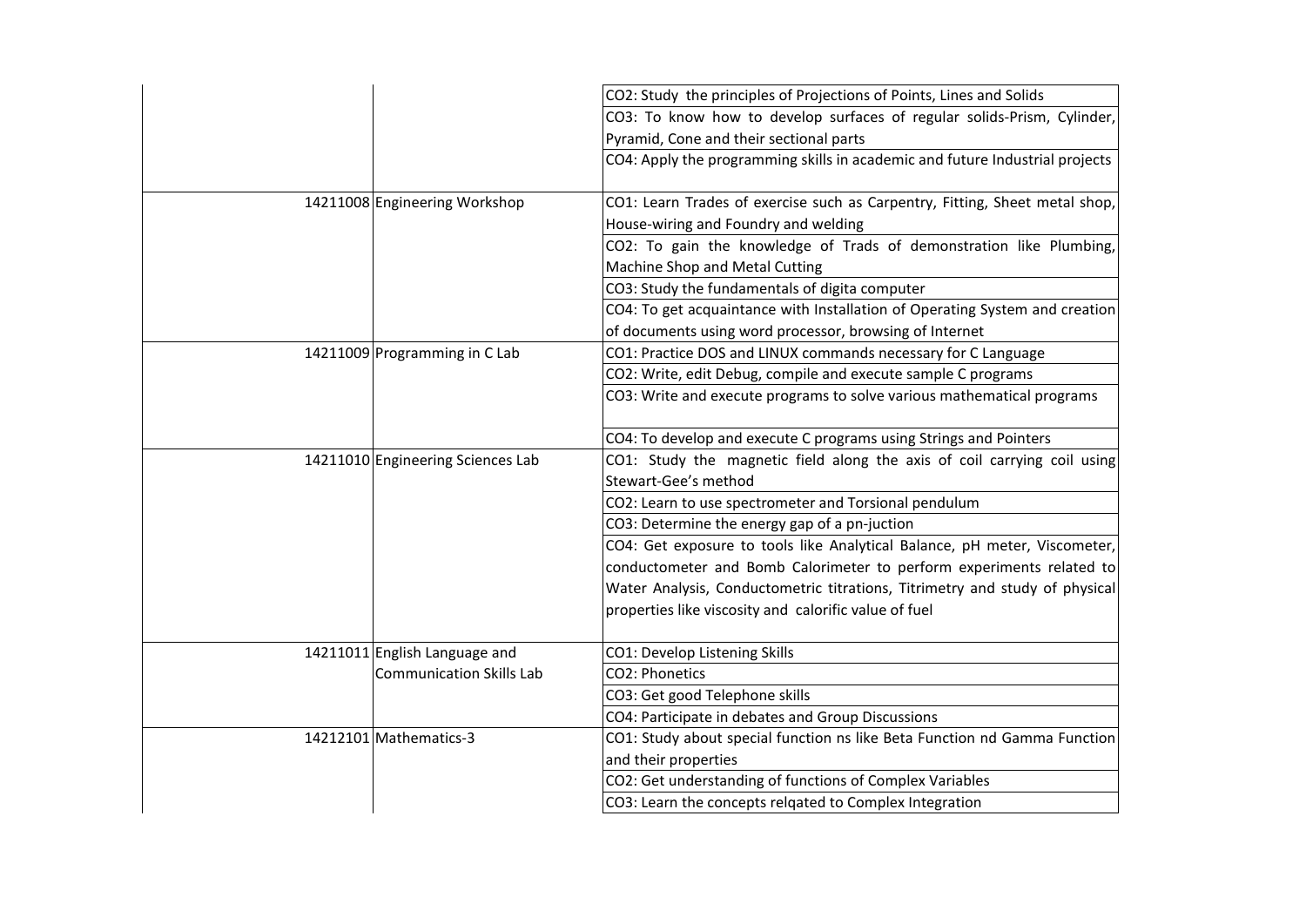| | | | |
|---|---|---|---|
| | | | CO2: Study the principles of Projections of Points, Lines and Solids |
| | | | CO3: To know how to develop surfaces of regular solids-Prism, Cylinder, Pyramid, Cone and their sectional parts |
| | | | CO4: Apply the programming skills in academic and future Industrial projects |
| | 14211008 | Engineering Workshop | CO1: Learn Trades of exercise such as Carpentry, Fitting, Sheet metal shop, House-wiring and Foundry and welding |
| | | | CO2: To gain the knowledge of Trads of demonstration like Plumbing, Machine Shop and Metal Cutting |
| | | | CO3: Study the fundamentals of digita computer |
| | | | CO4: To get acquaintance with Installation of Operating System and creation of documents using word processor, browsing of Internet |
| | 14211009 | Programming in C Lab | CO1: Practice DOS and LINUX commands necessary for C Language |
| | | | CO2: Write, edit Debug, compile and execute sample C programs |
| | | | CO3: Write and execute programs to solve various mathematical programs |
| | | | CO4: To develop and execute C programs using Strings and Pointers |
| | 14211010 | Engineering Sciences Lab | CO1: Study the magnetic field along the axis of coil carrying coil using Stewart-Gee's method |
| | | | CO2: Learn to use spectrometer and Torsional pendulum |
| | | | CO3: Determine the energy gap of a pn-juction |
| | | | CO4: Get exposure to tools like Analytical Balance, pH meter, Viscometer, conductometer and Bomb Calorimeter to perform experiments related to Water Analysis, Conductometric titrations, Titrimetry and study of physical properties like viscosity and calorific value of fuel |
| | 14211011 | English Language and Communication Skills Lab | CO1: Develop Listening Skills |
| | | | CO2: Phonetics |
| | | | CO3: Get good Telephone skills |
| | | | CO4: Participate in debates and Group Discussions |
| | 14212101 | Mathematics-3 | CO1: Study about special function ns like Beta Function nd Gamma Function and their properties |
| | | | CO2: Get understanding of functions of Complex Variables |
| | | | CO3: Learn the concepts relqated to Complex Integration |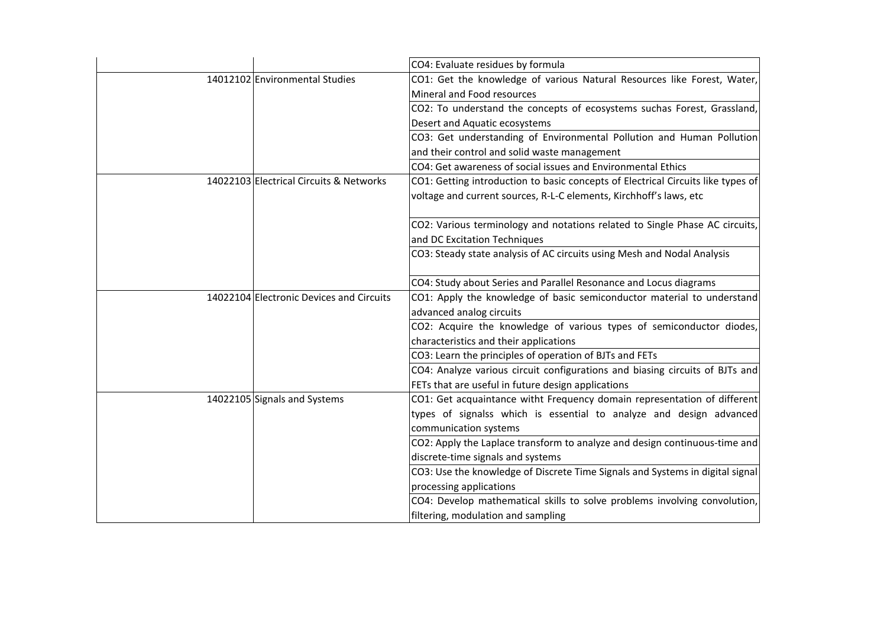| | | |
|---|---|---|
| | | CO4: Evaluate residues by formula |
| | 14012102 Environmental Studies | CO1: Get the knowledge of various Natural Resources like Forest, Water, Mineral and Food resources |
| | | CO2: To understand the concepts of ecosystems suchas Forest, Grassland, Desert and Aquatic ecosystems |
| | | CO3: Get understanding of Environmental Pollution and Human Pollution and their control and solid waste management |
| | | CO4: Get awareness of social issues and Environmental Ethics |
| | 14022103 Electrical Circuits & Networks | CO1: Getting introduction to basic concepts of Electrical Circuits like types of voltage and current sources, R-L-C elements, Kirchhoff's laws, etc |
| | | CO2: Various terminology and notations related to Single Phase AC circuits, and DC Excitation Techniques |
| | | CO3: Steady state analysis of AC circuits using Mesh and Nodal Analysis |
| | | CO4: Study about Series and Parallel Resonance and Locus diagrams |
| | 14022104 Electronic Devices and Circuits | CO1: Apply the knowledge of basic semiconductor material to understand advanced analog circuits |
| | | CO2: Acquire the knowledge of various types of semiconductor diodes, characteristics and their applications |
| | | CO3: Learn the principles of operation of BJTs and FETs |
| | | CO4: Analyze various circuit configurations and biasing circuits of BJTs and FETs that are useful in future design applications |
| | 14022105 Signals and Systems | CO1: Get acquaintance witht Frequency domain representation of different types of signalss which is essential to analyze and design advanced communication systems |
| | | CO2: Apply the Laplace transform to analyze and design continuous-time and discrete-time signals and systems |
| | | CO3: Use the knowledge of Discrete Time Signals and Systems in digital signal processing applications |
| | | CO4: Develop mathematical skills to solve problems involving convolution, filtering, modulation and sampling |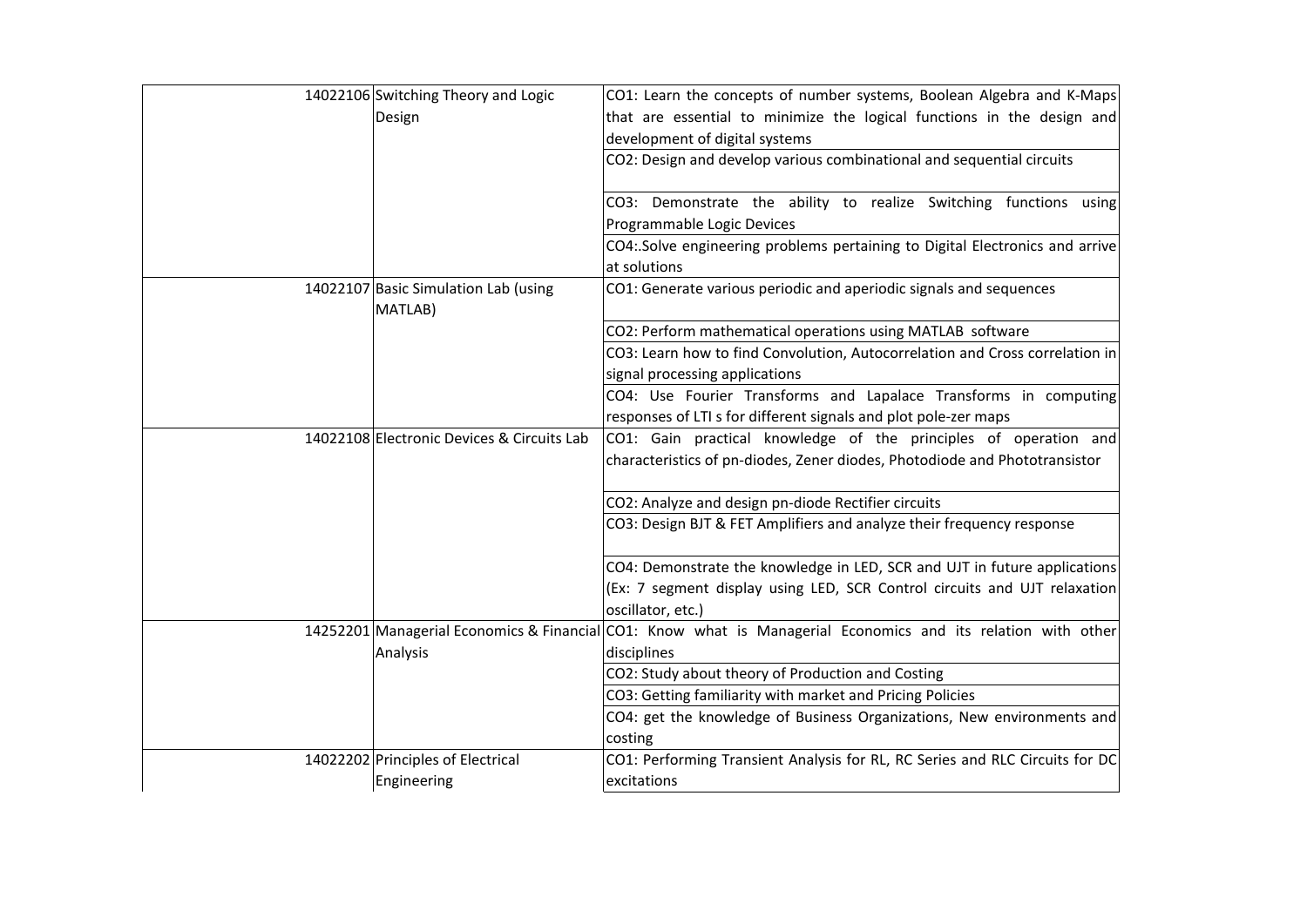| | | | |
|---|---|---|---|
| | 14022106 | Switching Theory and Logic Design | CO1: Learn the concepts of number systems, Boolean Algebra and K-Maps that are essential to minimize the logical functions in the design and development of digital systems |
| | | | CO2: Design and develop various combinational and sequential circuits |
| | | | CO3: Demonstrate the ability to realize Switching functions using Programmable Logic Devices |
| | | | CO4:.Solve engineering problems pertaining to Digital Electronics and arrive at solutions |
| | 14022107 | Basic Simulation Lab (using MATLAB) | CO1: Generate various periodic and aperiodic signals and sequences |
| | | | CO2: Perform mathematical operations using MATLAB software |
| | | | CO3: Learn how to find Convolution, Autocorrelation and Cross correlation in signal processing applications |
| | | | CO4: Use Fourier Transforms and Lapalace Transforms in computing responses of LTI s for different signals and plot pole-zer maps |
| | 14022108 | Electronic Devices & Circuits Lab | CO1: Gain practical knowledge of the principles of operation and characteristics of pn-diodes, Zener diodes, Photodiode and Phototransistor |
| | | | CO2: Analyze and design pn-diode Rectifier circuits |
| | | | CO3: Design BJT & FET Amplifiers and analyze their frequency response |
| | | | CO4: Demonstrate the knowledge in LED, SCR and UJT in future applications (Ex: 7 segment display using LED, SCR Control circuits and UJT relaxation oscillator, etc.) |
| | 14252201 | Managerial Economics & Financial Analysis | CO1: Know what is Managerial Economics and its relation with other disciplines |
| | | | CO2: Study about theory of Production and Costing |
| | | | CO3: Getting familiarity with market and Pricing Policies |
| | | | CO4: get the knowledge of Business Organizations, New environments and costing |
| | 14022202 | Principles of Electrical Engineering | CO1: Performing Transient Analysis for RL, RC Series and RLC Circuits for DC excitations |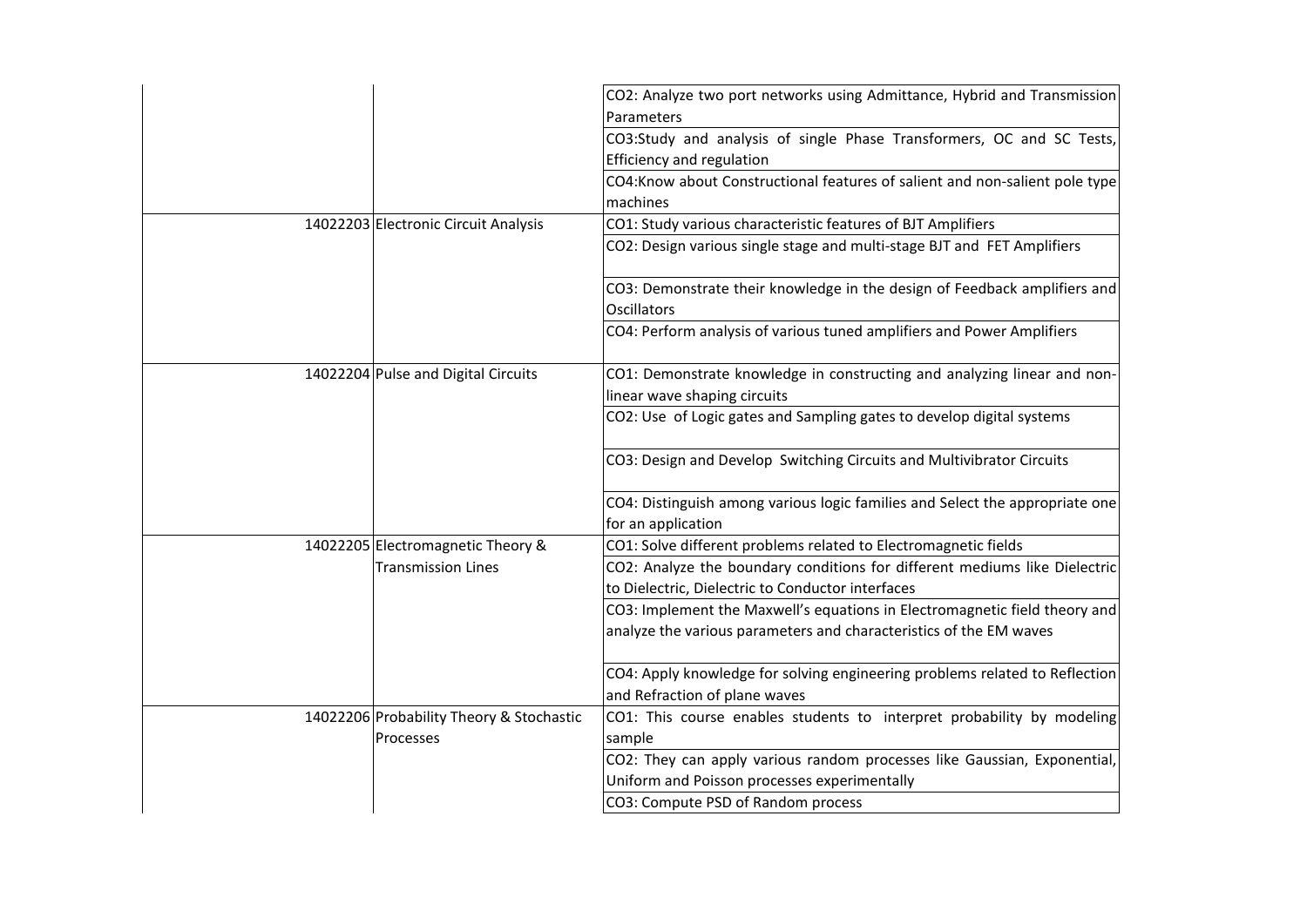| | | | |
|---|---|---|---|
| | | | CO2: Analyze two port networks using Admittance, Hybrid and Transmission Parameters |
| | | | CO3:Study and analysis of single Phase Transformers, OC and SC Tests, Efficiency and regulation |
| | | | CO4:Know about Constructional features of salient and non-salient pole type machines |
| | 14022203 | Electronic Circuit Analysis | CO1: Study various characteristic features of BJT Amplifiers |
| | | | CO2: Design various single stage and multi-stage BJT and FET Amplifiers |
| | | | CO3: Demonstrate their knowledge in the design of Feedback amplifiers and Oscillators |
| | | | CO4: Perform analysis of various tuned amplifiers and Power Amplifiers |
| | 14022204 | Pulse and Digital Circuits | CO1: Demonstrate knowledge in constructing and analyzing linear and non-linear wave shaping circuits |
| | | | CO2: Use of Logic gates and Sampling gates to develop digital systems |
| | | | CO3: Design and Develop Switching Circuits and Multivibrator Circuits |
| | | | CO4: Distinguish among various logic families and Select the appropriate one for an application |
| | 14022205 | Electromagnetic Theory & Transmission Lines | CO1: Solve different problems related to Electromagnetic fields |
| | | | CO2: Analyze the boundary conditions for different mediums like Dielectric to Dielectric, Dielectric to Conductor interfaces |
| | | | CO3: Implement the Maxwell's equations in Electromagnetic field theory and analyze the various parameters and characteristics of the EM waves |
| | | | CO4: Apply knowledge for solving engineering problems related to Reflection and Refraction of plane waves |
| | 14022206 | Probability Theory & Stochastic Processes | CO1: This course enables students to interpret probability by modeling sample |
| | | | CO2: They can apply various random processes like Gaussian, Exponential, Uniform and Poisson processes experimentally |
| | | | CO3: Compute PSD of Random process |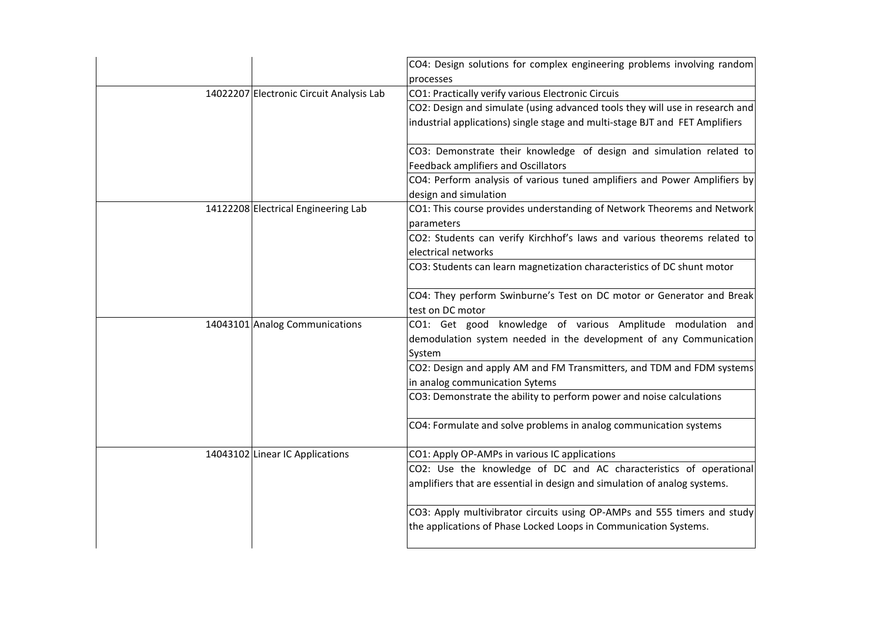| | | |
|---|---|---|
| | | CO4: Design solutions for complex engineering problems involving random processes |
| | 14022207 Electronic Circuit Analysis Lab | CO1: Practically verify various Electronic Circuis |
| | | CO2: Design and simulate (using advanced tools they will use in research and industrial applications) single stage and multi-stage BJT and FET Amplifiers |
| | | CO3: Demonstrate their knowledge of design and simulation related to Feedback amplifiers and Oscillators |
| | | CO4: Perform analysis of various tuned amplifiers and Power Amplifiers by design and simulation |
| | 14122208 Electrical Engineering Lab | CO1: This course provides understanding of Network Theorems and Network parameters |
| | | CO2: Students can verify Kirchhof's laws and various theorems related to electrical networks |
| | | CO3: Students can learn magnetization characteristics of DC shunt motor |
| | | CO4: They perform Swinburne's Test on DC motor or Generator and Break test on DC motor |
| | 14043101 Analog Communications | CO1: Get good knowledge of various Amplitude modulation and demodulation system needed in the development of any Communication System |
| | | CO2: Design and apply AM and FM Transmitters, and TDM and FDM systems in analog communication Sytems |
| | | CO3: Demonstrate the ability to perform power and noise calculations |
| | | CO4: Formulate and solve problems in analog communication systems |
| | 14043102 Linear IC Applications | CO1: Apply OP-AMPs in various IC applications |
| | | CO2: Use the knowledge of DC and AC characteristics of operational amplifiers that are essential in design and simulation of analog systems. |
| | | CO3: Apply multivibrator circuits using OP-AMPs and 555 timers and study the applications of Phase Locked Loops in Communication Systems. |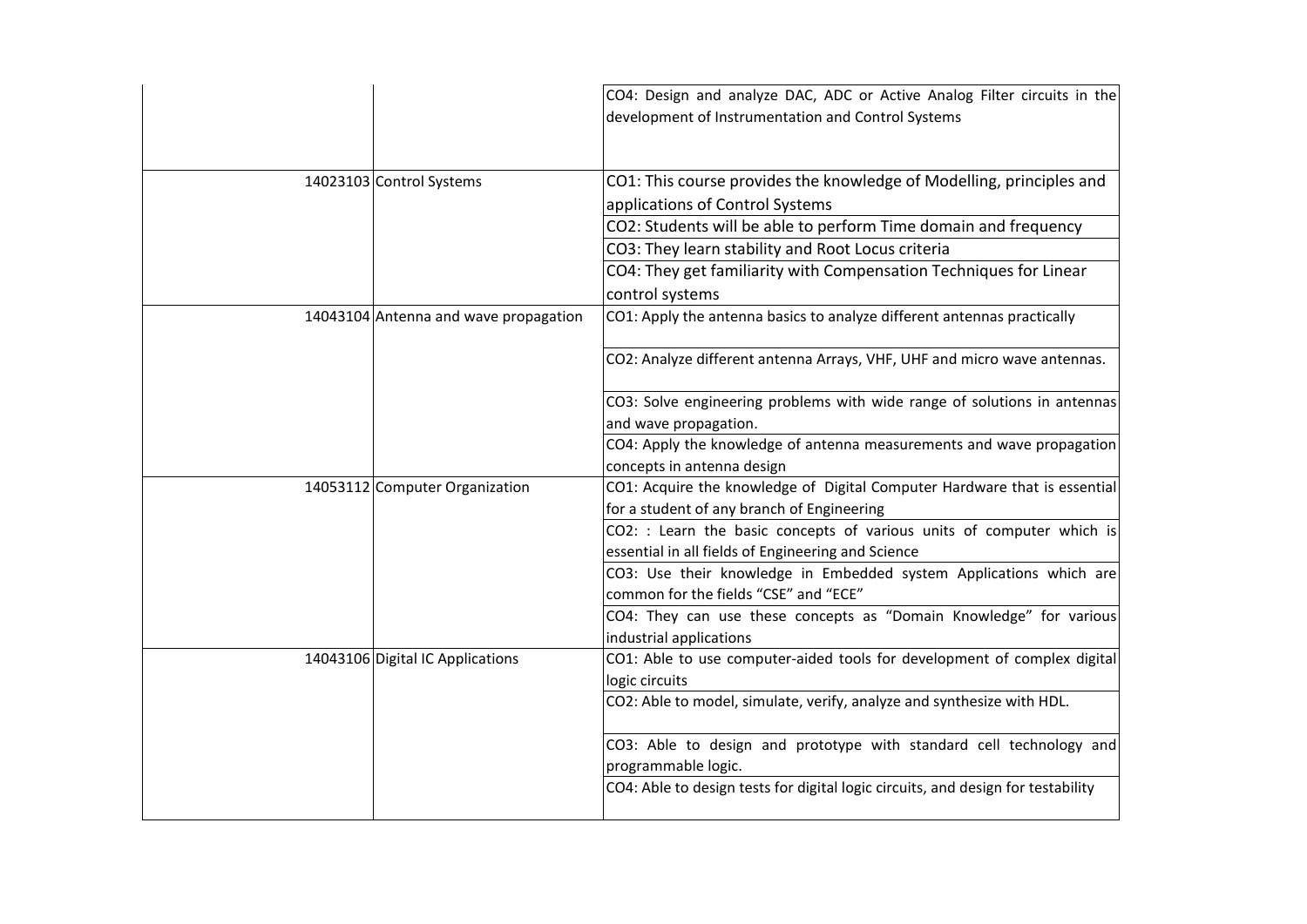| | | |
|---|---|---|
| | | CO4: Design and analyze DAC, ADC or Active Analog Filter circuits in the development of Instrumentation and Control Systems |
| 14023103 | Control Systems | CO1: This course provides the knowledge of Modelling, principles and applications of Control Systems |
| | | CO2: Students will be able to perform Time domain and frequency |
| | | CO3: They learn stability and Root Locus criteria |
| | | CO4: They get familiarity with Compensation Techniques for Linear control systems |
| 14043104 | Antenna and wave propagation | CO1: Apply the antenna basics to analyze different antennas practically |
| | | CO2: Analyze different antenna Arrays, VHF, UHF and micro wave antennas. |
| | | CO3: Solve engineering problems with wide range of solutions in antennas and wave propagation. |
| | | CO4: Apply the knowledge of antenna measurements and wave propagation concepts in antenna design |
| 14053112 | Computer Organization | CO1: Acquire the knowledge of Digital Computer Hardware that is essential for a student of any branch of Engineering |
| | | CO2: : Learn the basic concepts of various units of computer which is essential in all fields of Engineering and Science |
| | | CO3: Use their knowledge in Embedded system Applications which are common for the fields "CSE" and "ECE" |
| | | CO4: They can use these concepts as "Domain Knowledge" for various industrial applications |
| 14043106 | Digital IC Applications | CO1: Able to use computer-aided tools for development of complex digital logic circuits |
| | | CO2: Able to model, simulate, verify, analyze and synthesize with HDL. |
| | | CO3: Able to design and prototype with standard cell technology and programmable logic. |
| | | CO4: Able to design tests for digital logic circuits, and design for testability |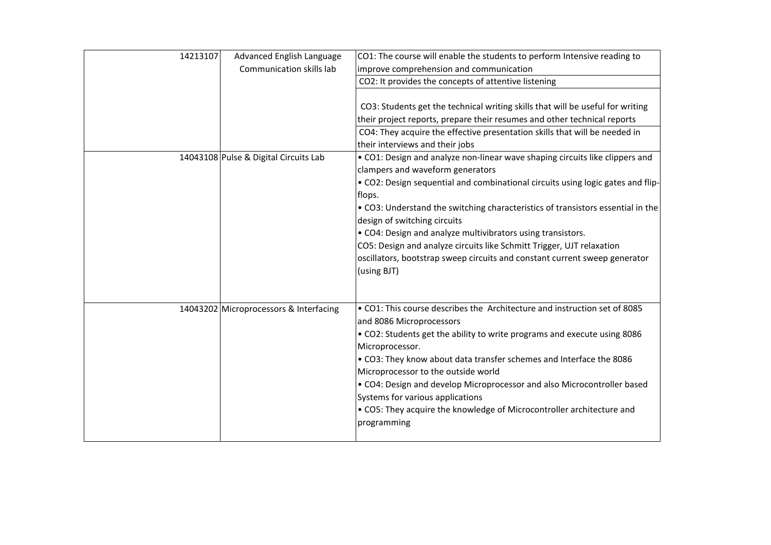| | | |
|---|---|---|
| 14213107 | Advanced English Language Communication skills lab | CO1: The course will enable the students to perform Intensive reading to improve comprehension and communication<br>CO2: It provides the concepts of attentive listening<br>CO3: Students get the technical writing skills that will be useful for writing their project reports, prepare their resumes and other technical reports<br>CO4: They acquire the effective presentation skills that will be needed in their interviews and their jobs |
| 14043108 | Pulse & Digital Circuits Lab | • CO1: Design and analyze non-linear wave shaping circuits like clippers and clampers and waveform generators<br>• CO2: Design sequential and combinational circuits using logic gates and flip-flops.<br>• CO3: Understand the switching characteristics of transistors essential in the design of switching circuits<br>• CO4: Design and analyze multivibrators using transistors.<br>CO5: Design and analyze circuits like Schmitt Trigger, UJT relaxation oscillators, bootstrap sweep circuits and constant current sweep generator (using BJT) |
| 14043202 | Microprocessors & Interfacing | • CO1: This course describes the Architecture and instruction set of 8085 and 8086 Microprocessors<br>• CO2: Students get the ability to write programs and execute using 8086 Microprocessor.<br>• CO3: They know about data transfer schemes and Interface the 8086 Microprocessor to the outside world<br>• CO4: Design and develop Microprocessor and also Microcontroller based Systems for various applications<br>• CO5: They acquire the knowledge of Microcontroller architecture and programming |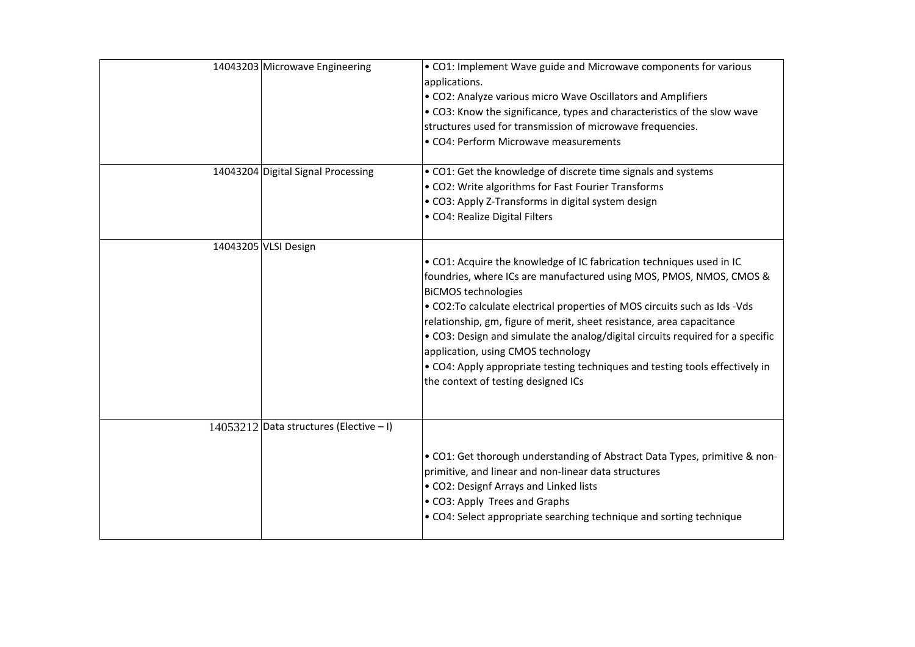|  |  |  |  |
|---|---|---|---|
|  | 14043203 | Microwave Engineering | • CO1: Implement Wave guide and Microwave components for various applications.<br>• CO2: Analyze various micro Wave Oscillators and Amplifiers<br>• CO3: Know the significance, types and characteristics of the slow wave structures used for transmission of microwave frequencies.<br>• CO4: Perform Microwave measurements |
|  | 14043204 | Digital Signal Processing | • CO1: Get the knowledge of discrete time signals and systems<br>• CO2: Write algorithms for Fast Fourier Transforms<br>• CO3: Apply Z-Transforms in digital system design<br>• CO4: Realize Digital Filters |
|  | 14043205 | VLSI Design | • CO1: Acquire the knowledge of IC fabrication techniques used in IC foundries, where ICs are manufactured using MOS, PMOS, NMOS, CMOS & BiCMOS technologies<br>• CO2:To calculate electrical properties of MOS circuits such as Ids -Vds relationship, gm, figure of merit, sheet resistance, area capacitance<br>• CO3: Design and simulate the analog/digital circuits required for a specific application, using CMOS technology<br>• CO4: Apply appropriate testing techniques and testing tools effectively in the context of testing designed ICs |
|  | 14053212 | Data structures (Elective – I) | • CO1: Get thorough understanding of Abstract Data Types, primitive & non-primitive, and linear and non-linear data structures<br>• CO2: Designf Arrays and Linked lists<br>• CO3: Apply Trees and Graphs<br>• CO4: Select appropriate searching technique and sorting technique |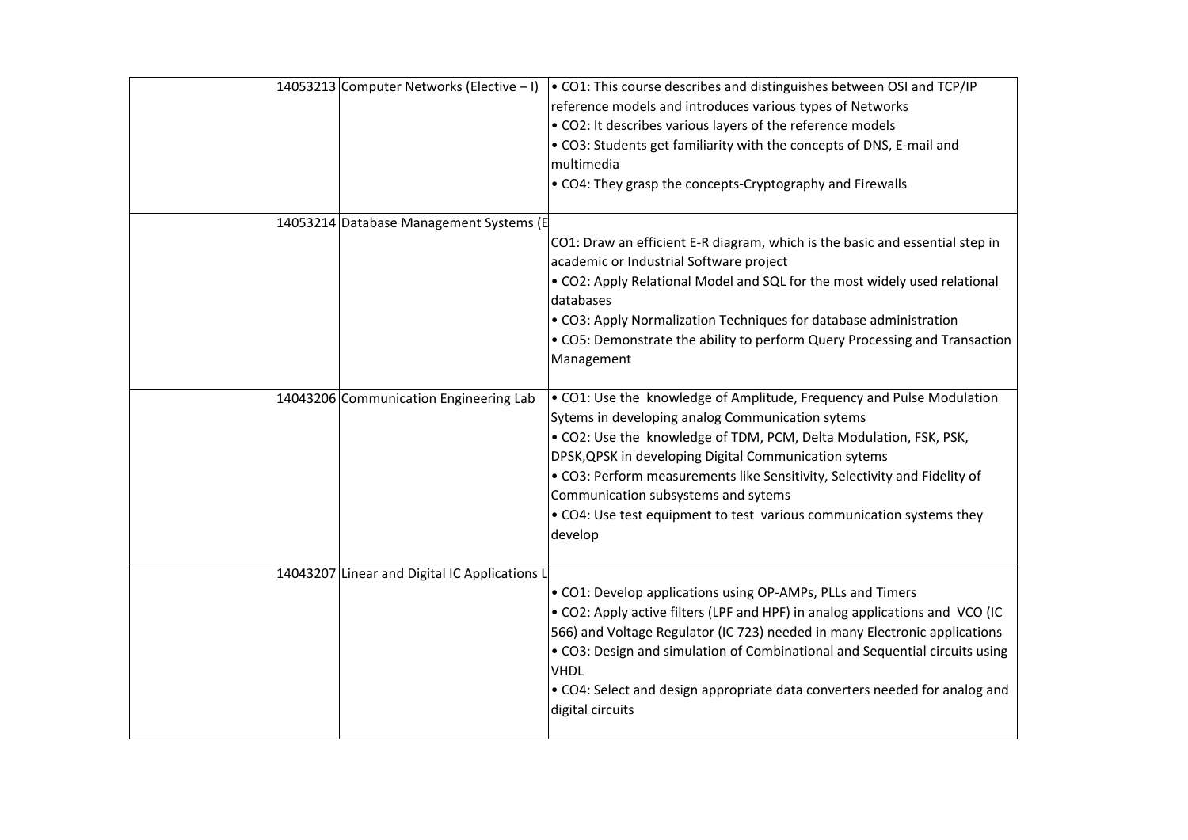|  | 14053213 | Computer Networks (Elective – I) | • CO1: This course describes and distinguishes between OSI and TCP/IP reference models and introduces various types of Networks<br>• CO2: It describes various layers of the reference models<br>• CO3: Students get familiarity with the concepts of DNS, E-mail and multimedia<br>• CO4: They grasp the concepts-Cryptography and Firewalls |
|---|---|---|---|
|  | 14053214 | Database Management Systems (E | CO1: Draw an efficient E-R diagram, which is the basic and essential step in academic or Industrial Software project<br>• CO2: Apply Relational Model and SQL for the most widely used relational databases<br>• CO3: Apply Normalization Techniques for database administration<br>• CO5: Demonstrate the ability to perform Query Processing and Transaction Management |
|  | 14043206 | Communication Engineering Lab | • CO1: Use the knowledge of Amplitude, Frequency and Pulse Modulation Sytems in developing analog Communication sytems<br>• CO2: Use the knowledge of TDM, PCM, Delta Modulation, FSK, PSK, DPSK,QPSK in developing Digital Communication sytems<br>• CO3: Perform measurements like Sensitivity, Selectivity and Fidelity of Communication subsystems and sytems<br>• CO4: Use test equipment to test various communication systems they develop |
|  | 14043207 | Linear and Digital IC Applications L | • CO1: Develop applications using OP-AMPs, PLLs and Timers<br>• CO2: Apply active filters (LPF and HPF) in analog applications and VCO (IC 566) and Voltage Regulator (IC 723) needed in many Electronic applications<br>• CO3: Design and simulation of Combinational and Sequential circuits using VHDL<br>• CO4: Select and design appropriate data converters needed for analog and digital circuits |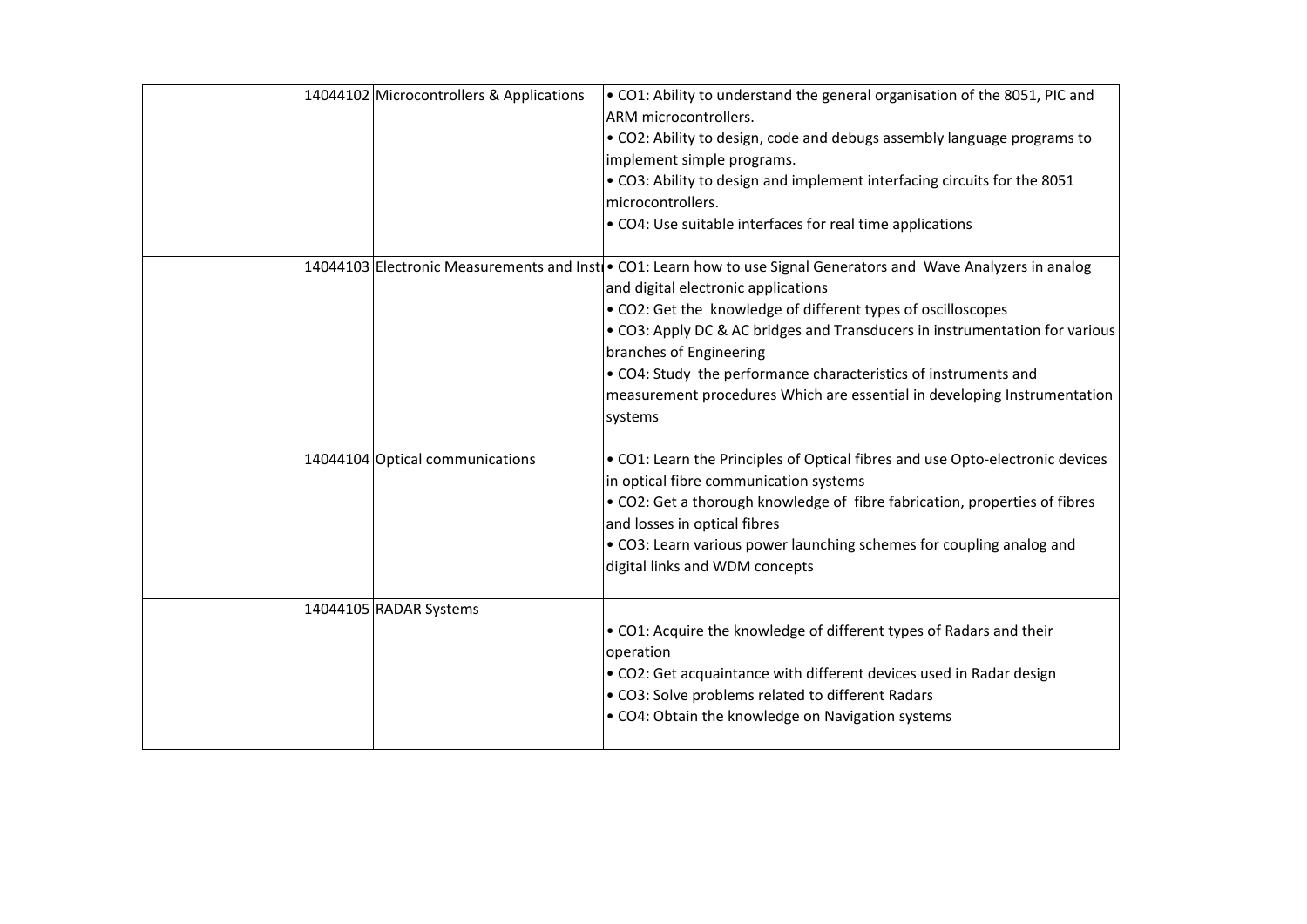|  |  |  |
|---|---|---|
|  | 14044102 Microcontrollers & Applications | • CO1: Ability to understand the general organisation of the 8051, PIC and ARM microcontrollers.<br>• CO2: Ability to design, code and debugs assembly language programs to implement simple programs.<br>• CO3: Ability to design and implement interfacing circuits for the 8051 microcontrollers.<br>• CO4: Use suitable interfaces for real time applications |
|  | 14044103 Electronic Measurements and Instr | • CO1: Learn how to use Signal Generators and Wave Analyzers in analog and digital electronic applications<br>• CO2: Get the knowledge of different types of oscilloscopes<br>• CO3: Apply DC & AC bridges and Transducers in instrumentation for various branches of Engineering<br>• CO4: Study the performance characteristics of instruments and measurement procedures Which are essential in developing Instrumentation systems |
|  | 14044104 Optical communications | • CO1: Learn the Principles of Optical fibres and use Opto-electronic devices in optical fibre communication systems<br>• CO2: Get a thorough knowledge of fibre fabrication, properties of fibres and losses in optical fibres<br>• CO3: Learn various power launching schemes for coupling analog and digital links and WDM concepts |
|  | 14044105 RADAR Systems | • CO1: Acquire the knowledge of different types of Radars and their operation<br>• CO2: Get acquaintance with different devices used in Radar design<br>• CO3: Solve problems related to different Radars<br>• CO4: Obtain the knowledge on Navigation systems |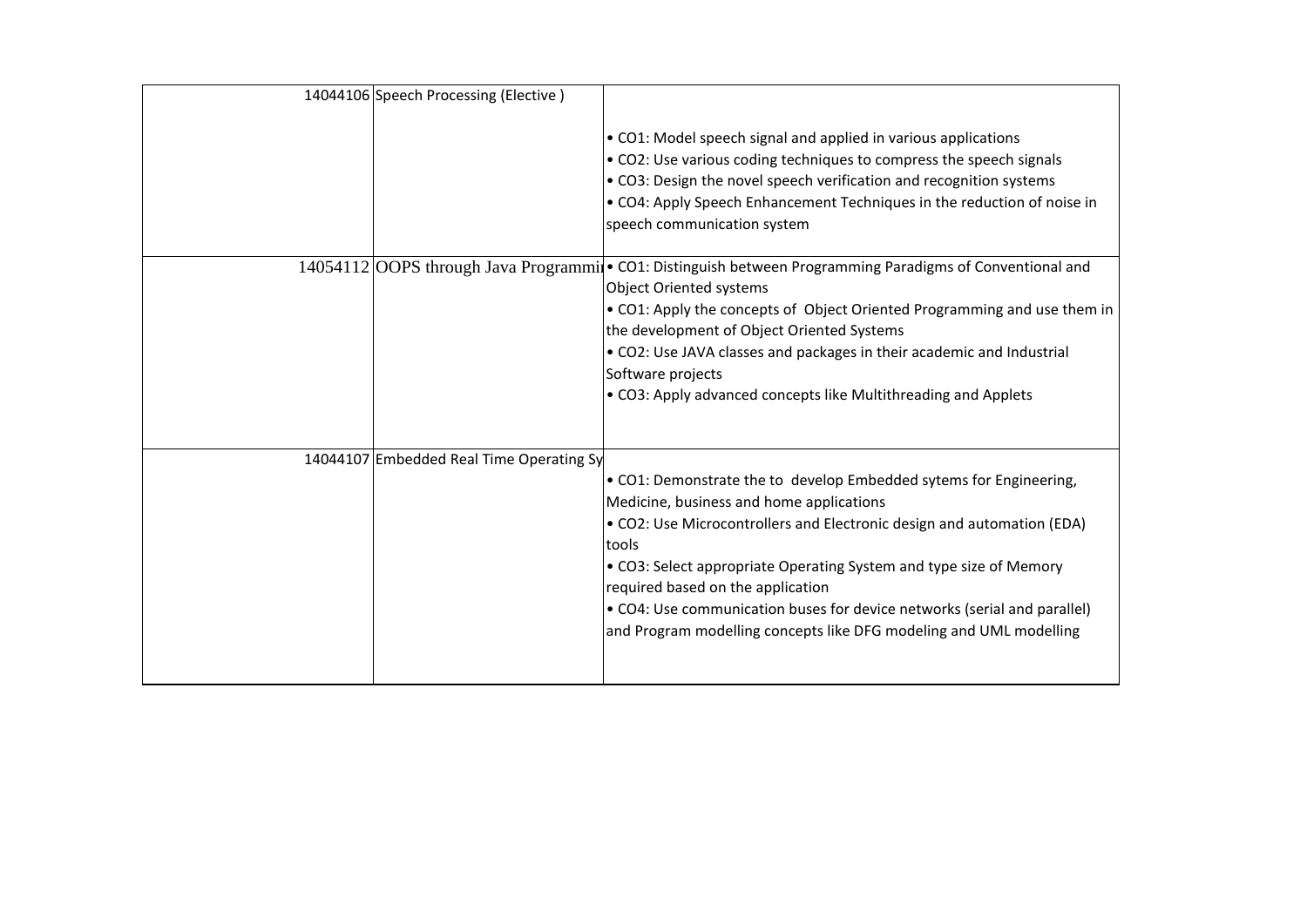|  |  |  |
|---|---|---|
| 14044106 | Speech Processing (Elective ) | • CO1: Model speech signal and applied in various applications<br>• CO2: Use various coding techniques to compress the speech signals<br>• CO3: Design the novel speech verification and recognition systems<br>• CO4: Apply Speech Enhancement Techniques in the reduction of noise in speech communication system |
| 14054112 | OOPS through Java Programmi | • CO1: Distinguish between Programming Paradigms of Conventional and Object Oriented systems<br>• CO1: Apply the concepts of Object Oriented Programming and use them in the development of Object Oriented Systems<br>• CO2: Use JAVA classes and packages in their academic and Industrial Software projects<br>• CO3: Apply advanced concepts like Multithreading and Applets |
| 14044107 | Embedded Real Time Operating Sy | • CO1: Demonstrate the to develop Embedded sytems for Engineering, Medicine, business and home applications<br>• CO2: Use Microcontrollers and Electronic design and automation (EDA) tools<br>• CO3: Select appropriate Operating System and type size of Memory required based on the application<br>• CO4: Use communication buses for device networks (serial and parallel) and Program modelling concepts like DFG modeling and UML modelling |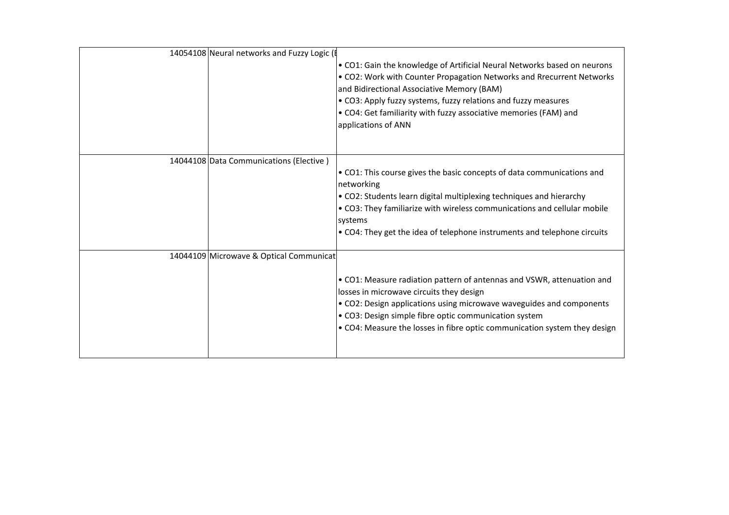| | | |
|---|---|---|
| | 14054108 Neural networks and Fuzzy Logic (E | • CO1: Gain the knowledge of Artificial Neural Networks based on neurons<br>• CO2: Work with Counter Propagation Networks and Rrecurrent Networks and Bidirectional Associative Memory (BAM)<br>• CO3: Apply fuzzy systems, fuzzy relations and fuzzy measures<br>• CO4: Get familiarity with fuzzy associative memories (FAM) and applications of ANN |
| | 14044108 Data Communications (Elective ) | • CO1: This course gives the basic concepts of data communications and networking<br>• CO2: Students learn digital multiplexing techniques and hierarchy<br>• CO3: They familiarize with wireless communications and cellular mobile systems<br>• CO4: They get the idea of telephone instruments and telephone circuits |
| | 14044109 Microwave & Optical Communicat | • CO1: Measure radiation pattern of antennas and VSWR, attenuation and losses in microwave circuits they design<br>• CO2: Design applications using microwave waveguides and components<br>• CO3: Design simple fibre optic communication system<br>• CO4: Measure the losses in fibre optic communication system they design |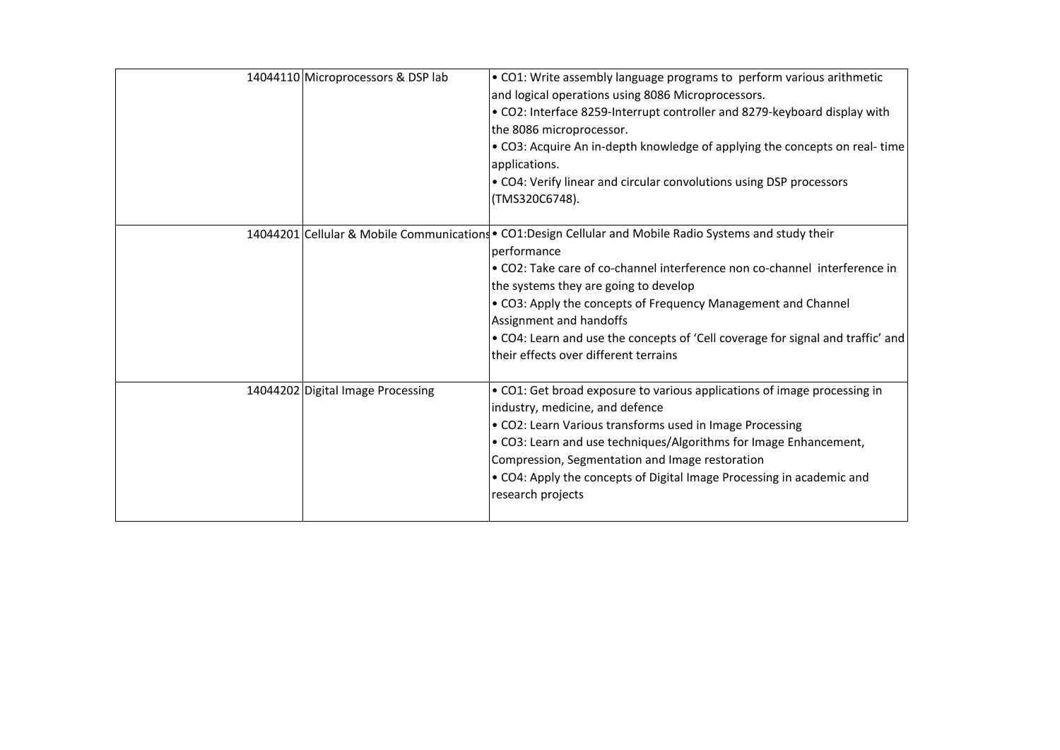|  | 14044110 Microprocessors & DSP lab | • CO1: Write assembly language programs to perform various arithmetic and logical operations using 8086 Microprocessors.<br>• CO2: Interface 8259-Interrupt controller and 8279-keyboard display with the 8086 microprocessor.<br>• CO3: Acquire An in-depth knowledge of applying the concepts on real- time applications.<br>• CO4: Verify linear and circular convolutions using DSP processors (TMS320C6748). |
|---|---|---|
|  | 14044201 Cellular & Mobile Communications | • CO1:Design Cellular and Mobile Radio Systems and study their performance<br>• CO2: Take care of co-channel interference non co-channel interference in the systems they are going to develop<br>• CO3: Apply the concepts of Frequency Management and Channel Assignment and handoffs<br>• CO4: Learn and use the concepts of 'Cell coverage for signal and traffic' and their effects over different terrains |
|  | 14044202 Digital Image Processing | • CO1: Get broad exposure to various applications of image processing in industry, medicine, and defence<br>• CO2: Learn Various transforms used in Image Processing<br>• CO3: Learn and use techniques/Algorithms for Image Enhancement, Compression, Segmentation and Image restoration<br>• CO4: Apply the concepts of Digital Image Processing in academic and research projects |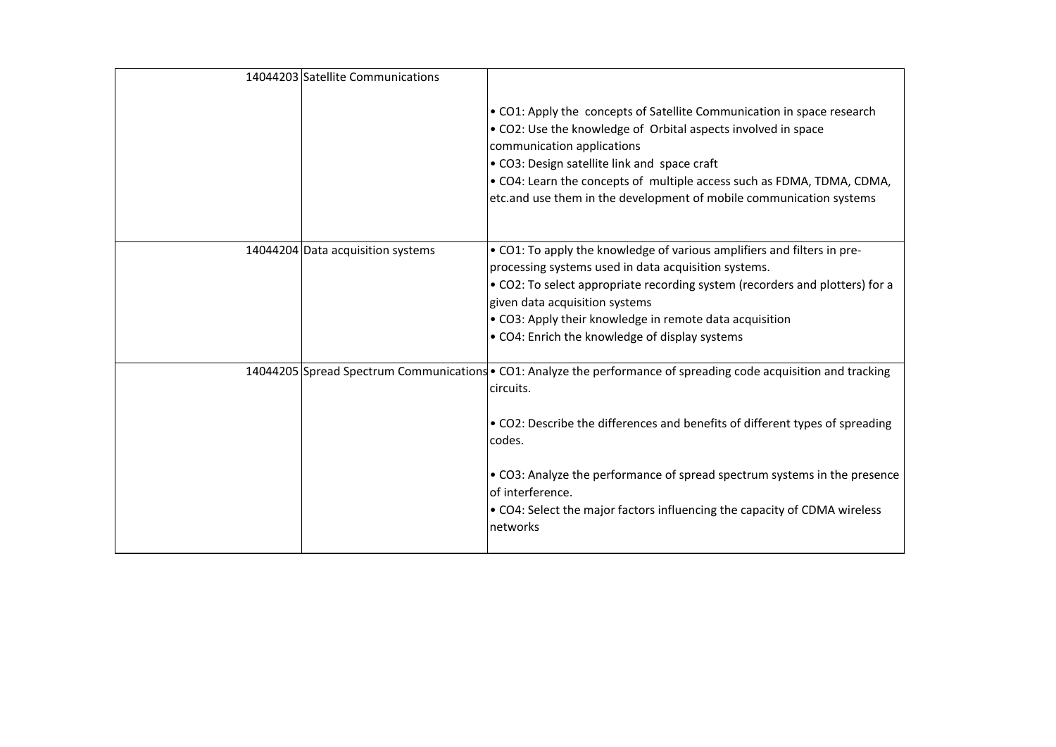| | | | |
|---|---|---|---|
| | 14044203 | Satellite Communications | • CO1: Apply the concepts of Satellite Communication in space research<br>• CO2: Use the knowledge of Orbital aspects involved in space communication applications<br>• CO3: Design satellite link and space craft<br>• CO4: Learn the concepts of multiple access such as FDMA, TDMA, CDMA, etc.and use them in the development of mobile communication systems |
| | 14044204 | Data acquisition systems | • CO1: To apply the knowledge of various amplifiers and filters in pre-processing systems used in data acquisition systems.<br>• CO2: To select appropriate recording system (recorders and plotters) for a given data acquisition systems<br>• CO3: Apply their knowledge in remote data acquisition<br>• CO4: Enrich the knowledge of display systems |
| | 14044205 | Spread Spectrum Communications | • CO1: Analyze the performance of spreading code acquisition and tracking circuits.<br>• CO2: Describe the differences and benefits of different types of spreading codes.<br>• CO3: Analyze the performance of spread spectrum systems in the presence of interference.<br>• CO4: Select the major factors influencing the capacity of CDMA wireless networks |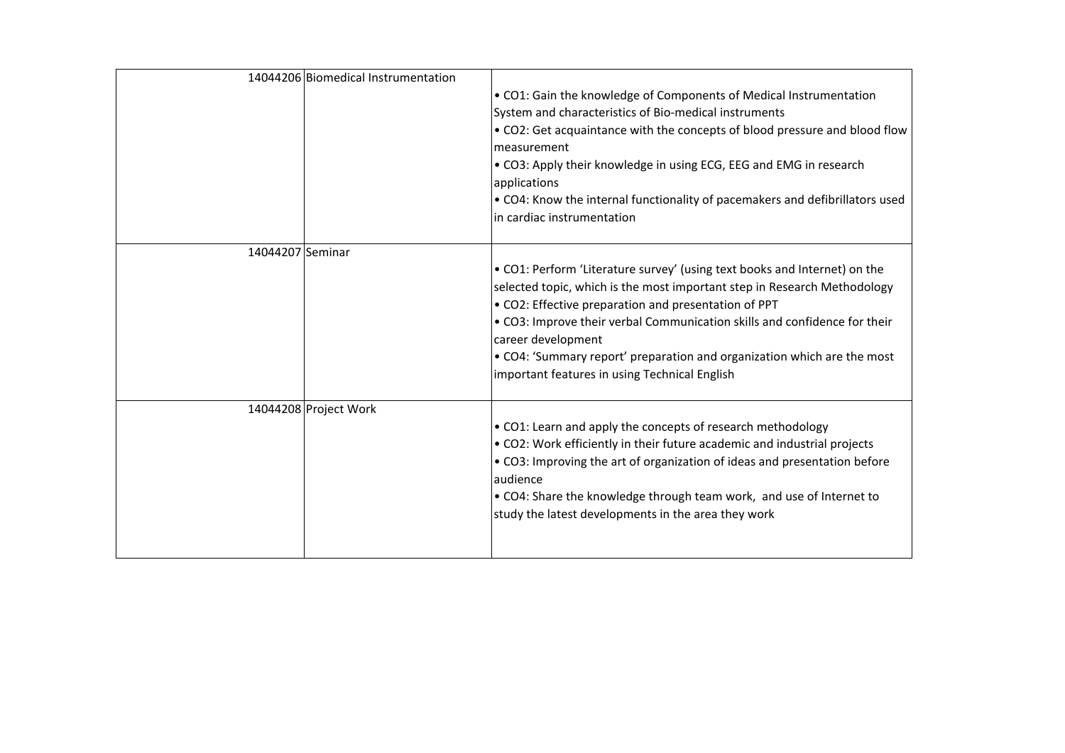| | | |
|---|---|---|
| 14044206 | Biomedical Instrumentation | • CO1: Gain the knowledge of Components of Medical Instrumentation System and characteristics of Bio-medical instruments<br>• CO2: Get acquaintance with the concepts of blood pressure and blood flow measurement<br>• CO3: Apply their knowledge in using ECG, EEG and EMG in research applications<br>• CO4: Know the internal functionality of pacemakers and defibrillators used in cardiac instrumentation |
| 14044207 | Seminar | • CO1: Perform 'Literature survey' (using text books and Internet) on the selected topic, which is the most important step in Research Methodology<br>• CO2: Effective preparation and presentation of PPT<br>• CO3: Improve their verbal Communication skills and confidence for their career development<br>• CO4: 'Summary report' preparation and organization which are the most important features in using Technical English |
| 14044208 | Project Work | • CO1: Learn and apply the concepts of research methodology<br>• CO2: Work efficiently in their future academic and industrial projects<br>• CO3: Improving the art of organization of ideas and presentation before audience<br>• CO4: Share the knowledge through team work, and use of Internet to study the latest developments in the area they work |